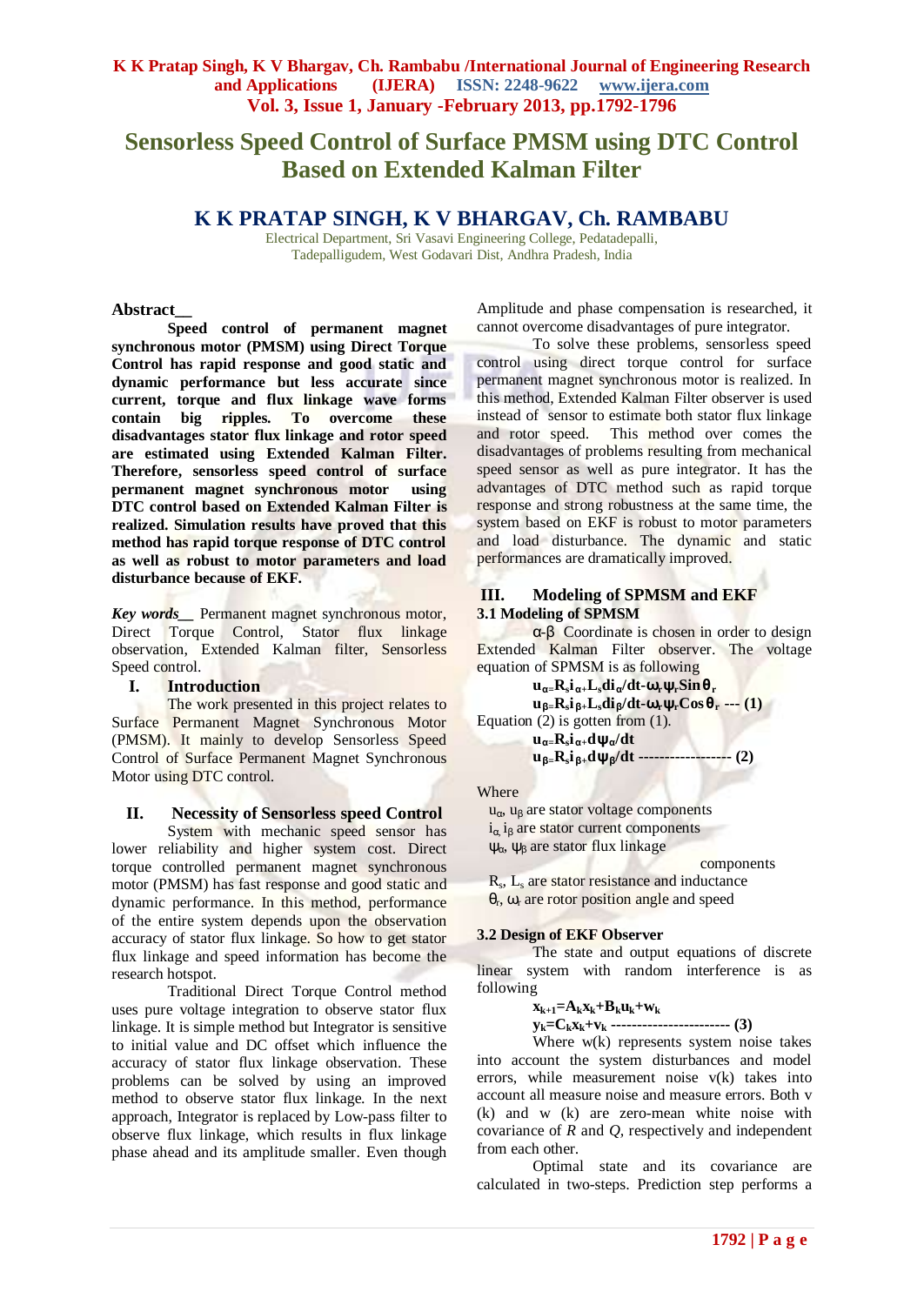# Sensorless Speed Control of Surface PMSM using DTC Control Based on Extended Kalman Filter

## K K PRATAP SINGH, K V BHARGAV, Ch. RAMBABU

Electrical Department, Sri Vasavi Engineering College, Pedatadepalli, Tadepalligudem, West Godavari Dist, Andhra Pradesh, India

**Abstract__**

**Speed control of permanent magnet synchronous motor (PMSM) using Direct Torque Control has rapid response and good static and dynamic performance but less accurate since current, torque and flux linkage wave forms contain big ripples. To overcome these disadvantages stator flux linkage and rotor speed are estimated using Extended Kalman Filter. Therefore, sensorless speed control of surface permanent magnet synchronous motor using DTC control based on Extended Kalman Filter is realized. Simulation results have proved that this method has rapid torque response of DTC control as well as robust to motor parameters and load disturbance because of EKF.**

***Key words__*** Permanent magnet synchronous motor, Direct Torque Control, Stator flux linkage observation, Extended Kalman filter, Sensorless Speed control.

## I. Introduction

The work presented in this project relates to Surface Permanent Magnet Synchronous Motor (PMSM). It mainly to develop Sensorless Speed Control of Surface Permanent Magnet Synchronous Motor using DTC control.

## II. Necessity of Sensorless speed Control

System with mechanic speed sensor has lower reliability and higher system cost. Direct torque controlled permanent magnet synchronous motor (PMSM) has fast response and good static and dynamic performance. In this method, performance of the entire system depends upon the observation accuracy of stator flux linkage. So how to get stator flux linkage and speed information has become the research hotspot.

Traditional Direct Torque Control method uses pure voltage integration to observe stator flux linkage. It is simple method but Integrator is sensitive to initial value and DC offset which influence the accuracy of stator flux linkage observation. These problems can be solved by using an improved method to observe stator flux linkage. In the next approach, Integrator is replaced by Low-pass filter to observe flux linkage, which results in flux linkage phase ahead and its amplitude smaller. Even though Amplitude and phase compensation is researched, it cannot overcome disadvantages of pure integrator.

To solve these problems, sensorless speed control using direct torque control for surface permanent magnet synchronous motor is realized. In this method, Extended Kalman Filter observer is used instead of sensor to estimate both stator flux linkage and rotor speed. This method over comes the disadvantages of problems resulting from mechanical speed sensor as well as pure integrator. It has the advantages of DTC method such as rapid torque response and strong robustness at the same time, the system based on EKF is robust to motor parameters and load disturbance. The dynamic and static performances are dramatically improved.

## III. Modeling of SPMSM and EKF

### 3.1 Modeling of SPMSM

α-β Coordinate is chosen in order to design Extended Kalman Filter observer. The voltage equation of SPMSM is as following

$$u_\alpha = R_s i_\alpha + L_s di_\alpha/dt - \omega_r \psi_r \sin\theta_r$$
$$u_\beta = R_s i_\beta + L_s di_\beta/dt - \omega_r \psi_r \cos\theta_r \quad \text{--- (1)}$$

Equation (2) is gotten from (1).

$$u_\alpha = R_s i_\alpha + d\psi_\alpha/dt$$
$$u_\beta = R_s i_\beta + d\psi_\beta/dt \quad \text{------------------ (2)}$$

Where

$u_\alpha$, $u_\beta$ are stator voltage components

$i_\alpha$, $i_\beta$ are stator current components

$\psi_\alpha$, $\psi_\beta$ are stator flux linkage components

$R_s$, $L_s$ are stator resistance and inductance

$\theta_r$, $\omega_r$ are rotor position angle and speed

### 3.2 Design of EKF Observer

The state and output equations of discrete linear system with random interference is as following

$$x_{k+1} = A_k x_k + B_k u_k + w_k$$
$$y_k = C_k x_k + v_k \quad \text{----------------------- (3)}$$

Where w(k) represents system noise takes into account the system disturbances and model errors, while measurement noise v(k) takes into account all measure noise and measure errors. Both v (k) and w (k) are zero-mean white noise with covariance of *R* and *Q*, respectively and independent from each other.

Optimal state and its covariance are calculated in two-steps. Prediction step performs a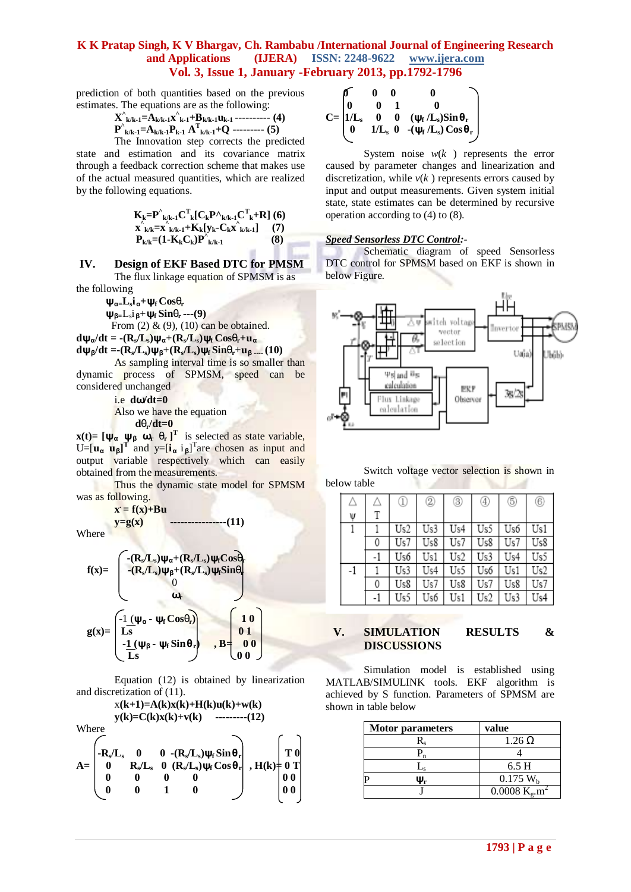prediction of both quantities based on the previous estimates. The equations are as the following:

$$X^{\wedge}_{k/k-1}=A_{k/k-1}x^{\wedge}_{k-1}+B_{k/k-1}u_{k-1} \text{ ---------- (4)}$$

$$P^{\wedge}_{k/k-1}=A_{k/k-1}P_{k-1}A^{T}_{k/k-1}+Q \text{ --------- (5)}$$

The Innovation step corrects the predicted state and estimation and its covariance matrix through a feedback correction scheme that makes use of the actual measured quantities, which are realized by the following equations.

$$K_k=P^{\wedge}_{k/k-1}C^T_k[C_kP^{\wedge}_{k/k-1}C^T_k+R] \quad (6)$$

$$x^{\wedge}_{k/k}=x^{\wedge}_{k/k-1}+K_k[y_k-C_kx^{\wedge}_{k/k-1}] \quad (7)$$

$$P_{k/k}=(1-K_kC_k)P^{\wedge}_{k/k-1} \quad (8)$$

## IV. Design of EKF Based DTC for PMSM

The flux linkage equation of SPMSM is as the following

$$\psi_{\alpha}=L_s i_{\alpha}+\psi_f \cos\theta_r$$

$$\psi_{\beta}=L_s i_{\beta}+\psi_f \sin\theta_r \text{ ---(9)}$$

From (2) & (9), (10) can be obtained.

$$d\psi_{\alpha}/dt = -(R_s/L_s)\psi_{\alpha}+(R_s/L_s)\psi_f \cos\theta_r+u_{\alpha}$$

$$d\psi_{\beta}/dt = -(R_s/L_s)\psi_{\beta}+(R_s/L_s)\psi_f \sin\theta_r+u_{\beta} \text{ ---- (10)}$$

As sampling interval time is so smaller than dynamic process of SPMSM, speed can be considered unchanged

i.e $d\omega/dt=0$

Also we have the equation

$$d\theta_r/dt=0$$

$x(t)= [\psi_{\alpha} \ \ \psi_{\beta} \ \ \omega_r \ \ \theta_r]^T$ is selected as state variable, $U=[u_{\alpha} \ \ u_{\beta}]^T$ and $y=[i_{\alpha} \ \ i_{\beta}]^T$ are chosen as input and output variable respectively which can easily obtained from the measurements.

Thus the dynamic state model for SPMSM was as following.

$$\dot{x} = f(x)+Bu$$

$$y=g(x) \text{ ----------------(11)}$$

Where

$$f(x)=\begin{pmatrix} -(R_s/L_s)\psi_{\alpha}+(R_s/L_s)\psi_f\cos\theta_r \\ -(R_s/L_s)\psi_{\beta}+(R_s/L_s)\psi_f\sin\theta_r \\ 0 \\ \omega_r \end{pmatrix}$$

$$g(x)=\begin{pmatrix} \frac{-1}{L_s}(\psi_{\alpha}-\psi_f\cos\theta_r) \\ \frac{-1}{L_s}(\psi_{\beta}-\psi_f\sin\theta_r) \end{pmatrix}, \quad B=\begin{pmatrix} 1 & 0 \\ 0 & 1 \\ 0 & 0 \\ 0 & 0 \end{pmatrix}$$

Equation (12) is obtained by linearization and discretization of (11).

$$x(k+1)=A(k)x(k)+H(k)u(k)+w(k)$$

$$y(k)=C(k)x(k)+v(k) \text{ ---------(12)}$$

Where

$$A=\begin{pmatrix} -R_s/L_s & 0 & 0 & -(R_s/L_s)\psi_f\sin\theta_r \\ 0 & R_s/L_s & 0 & (R_s/L_s)\psi_f\cos\theta_r \\ 0 & 0 & 0 & 0 \\ 0 & 0 & 1 & 0 \end{pmatrix}, \quad H(k)=\begin{pmatrix} T & 0 \\ 0 & T \\ 0 & 0 \\ 0 & 0 \end{pmatrix}$$

$$C=\begin{pmatrix} 0 & 0 & 0 & 0 \\ 0 & 0 & 1 & 0 \\ 1/L_s & 0 & 0 & (\psi_f/L_s)\sin\theta_r \\ 0 & 1/L_s & 0 & -(\psi_f/L_s)\cos\theta_r \end{pmatrix}$$

System noise $w(k)$ represents the error caused by parameter changes and linearization and discretization, while $v(k)$ represents errors caused by input and output measurements. Given system initial state, state estimates can be determined by recursive operation according to (4) to (8).

***Speed Sensorless DTC Control:-***

Schematic diagram of speed Sensorless DTC control for SPMSM based on EKF is shown in below Figure.

$\psi_s^*$

switch voltage vector selection

Inverter

SPMSM

$U_{dc}$

Ua(a)

Ub(b)

$\Delta\psi$

$\Delta T$

$\theta_r$

$T^*$

$\psi s$ and $\theta s$ calculation

Flux Linkage calculation

EKF Observer

3s/2s

PI

$\omega^*$

Switch voltage vector selection is shown in below table

| $\Delta\psi$ | $\Delta T$ | ① | ② | ③ | ④ | ⑤ | ⑥ |
|---|---|---|---|---|---|---|---|
| 1 | 1 | Us2 | Us3 | Us4 | Us5 | Us6 | Us1 |
| | 0 | Us7 | Us8 | Us7 | Us8 | Us7 | Us8 |
| | -1 | Us6 | Us1 | Us2 | Us3 | Us4 | Us5 |
| -1 | 1 | Us3 | Us4 | Us5 | Us6 | Us1 | Us2 |
| | 0 | Us8 | Us7 | Us8 | Us7 | Us8 | Us7 |
| | -1 | Us5 | Us6 | Us1 | Us2 | Us3 | Us4 |

## V. SIMULATION RESULTS & DISCUSSIONS

Simulation model is established using MATLAB/SIMULINK tools. EKF algorithm is achieved by S function. Parameters of SPMSM are shown in table below

| Motor parameters | value |
|---|---|
| $R_s$ | 1.26 Ω |
| $P_n$ | 4 |
| $L_s$ | 6.5 H |
| $\psi_f$ | 0.175 $W_b$ |
| J | 0.0008 $K_g.m^2$ |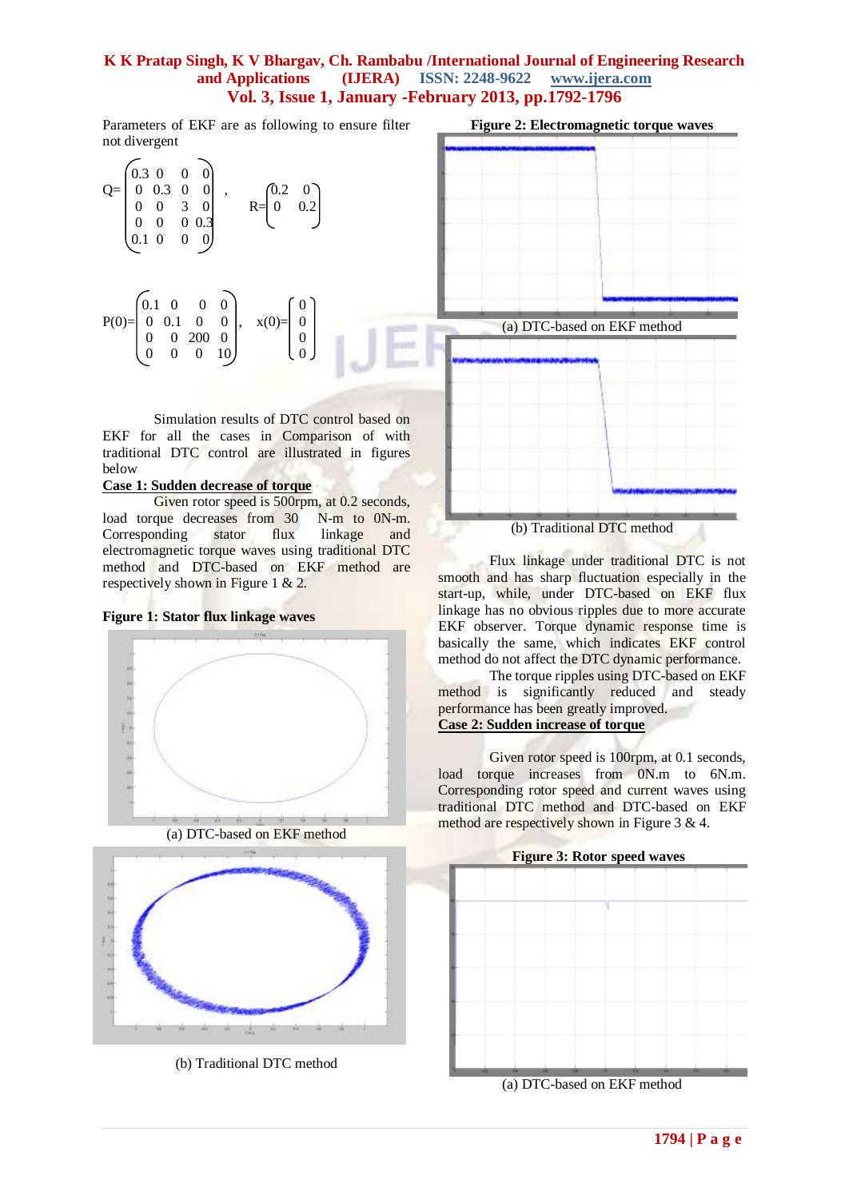Parameters of EKF are as following to ensure filter not divergent

$$Q=\begin{pmatrix} 0.3 & 0 & 0 & 0 \\ 0 & 0.3 & 0 & 0 \\ 0 & 0 & 3 & 0 \\ 0 & 0 & 0 & 0.3 \\ 0.1 & 0 & 0 & 0 \end{pmatrix}, \quad R=\begin{pmatrix} 0.2 & 0 \\ 0 & 0.2 \end{pmatrix}$$

$$P(0)=\begin{pmatrix} 0.1 & 0 & 0 & 0 \\ 0 & 0.1 & 0 & 0 \\ 0 & 0 & 200 & 0 \\ 0 & 0 & 0 & 10 \end{pmatrix}, \quad x(0)=\begin{bmatrix} 0 \\ 0 \\ 0 \\ 0 \end{bmatrix}$$

Simulation results of DTC control based on EKF for all the cases in Comparison of with traditional DTC control are illustrated in figures below

**Case 1: Sudden decrease of torque**

Given rotor speed is 500rpm, at 0.2 seconds, load torque decreases from 30 N-m to 0N-m. Corresponding stator flux linkage and electromagnetic torque waves using traditional DTC method and DTC-based on EKF method are respectively shown in Figure 1 & 2.

**Figure 1: Stator flux linkage waves**

(a) DTC-based on EKF method

(b) Traditional DTC method

**Figure 2: Electromagnetic torque waves**

(a) DTC-based on EKF method

(b) Traditional DTC method

Flux linkage under traditional DTC is not smooth and has sharp fluctuation especially in the start-up, while, under DTC-based on EKF flux linkage has no obvious ripples due to more accurate EKF observer. Torque dynamic response time is basically the same, which indicates EKF control method do not affect the DTC dynamic performance.

The torque ripples using DTC-based on EKF method is significantly reduced and steady performance has been greatly improved.

**Case 2: Sudden increase of torque**

Given rotor speed is 100rpm, at 0.1 seconds, load torque increases from 0N.m to 6N.m. Corresponding rotor speed and current waves using traditional DTC method and DTC-based on EKF method are respectively shown in Figure 3 & 4.

**Figure 3: Rotor speed waves**

(a) DTC-based on EKF method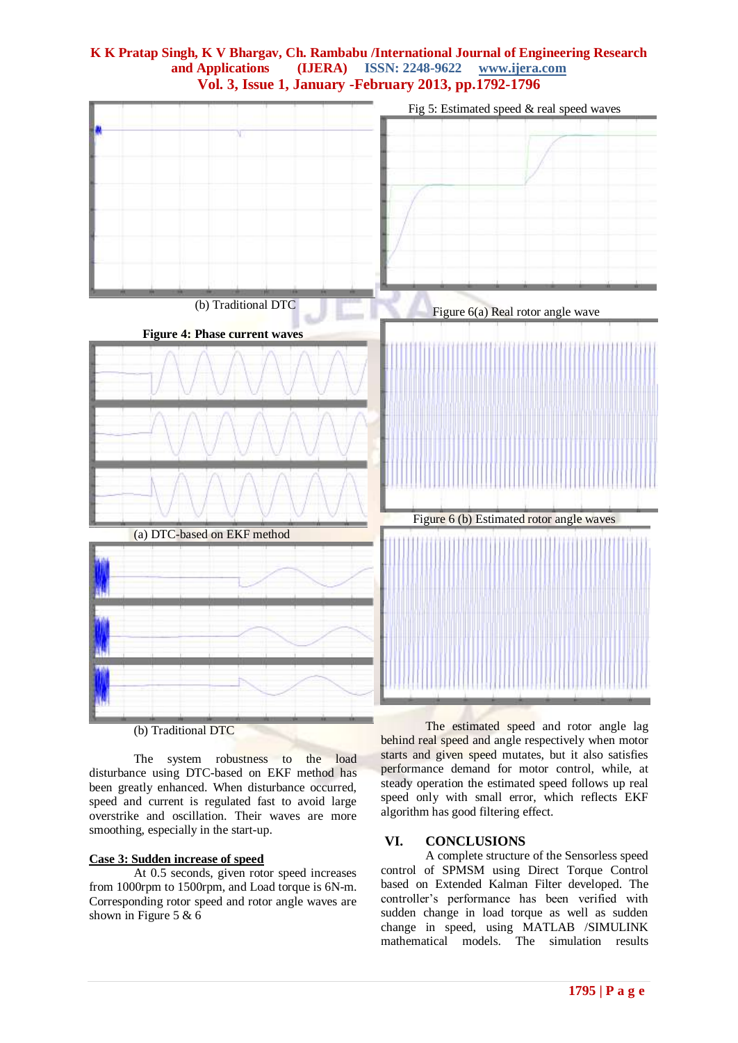(b) Traditional DTC

**Figure 4: Phase current waves**

(a) DTC-based on EKF method

(b) Traditional DTC

The system robustness to the load disturbance using DTC-based on EKF method has been greatly enhanced. When disturbance occurred, speed and current is regulated fast to avoid large overstrike and oscillation. Their waves are more smoothing, especially in the start-up.

**Case 3: Sudden increase of speed**

At 0.5 seconds, given rotor speed increases from 1000rpm to 1500rpm, and Load torque is 6N-m. Corresponding rotor speed and rotor angle waves are shown in Figure 5 & 6

Fig 5: Estimated speed & real speed waves

Figure 6(a) Real rotor angle wave

Figure 6 (b) Estimated rotor angle waves

The estimated speed and rotor angle lag behind real speed and angle respectively when motor starts and given speed mutates, but it also satisfies performance demand for motor control, while, at steady operation the estimated speed follows up real speed only with small error, which reflects EKF algorithm has good filtering effect.

## VI. CONCLUSIONS

A complete structure of the Sensorless speed control of SPMSM using Direct Torque Control based on Extended Kalman Filter developed. The controller's performance has been verified with sudden change in load torque as well as sudden change in speed, using MATLAB /SIMULINK mathematical models. The simulation results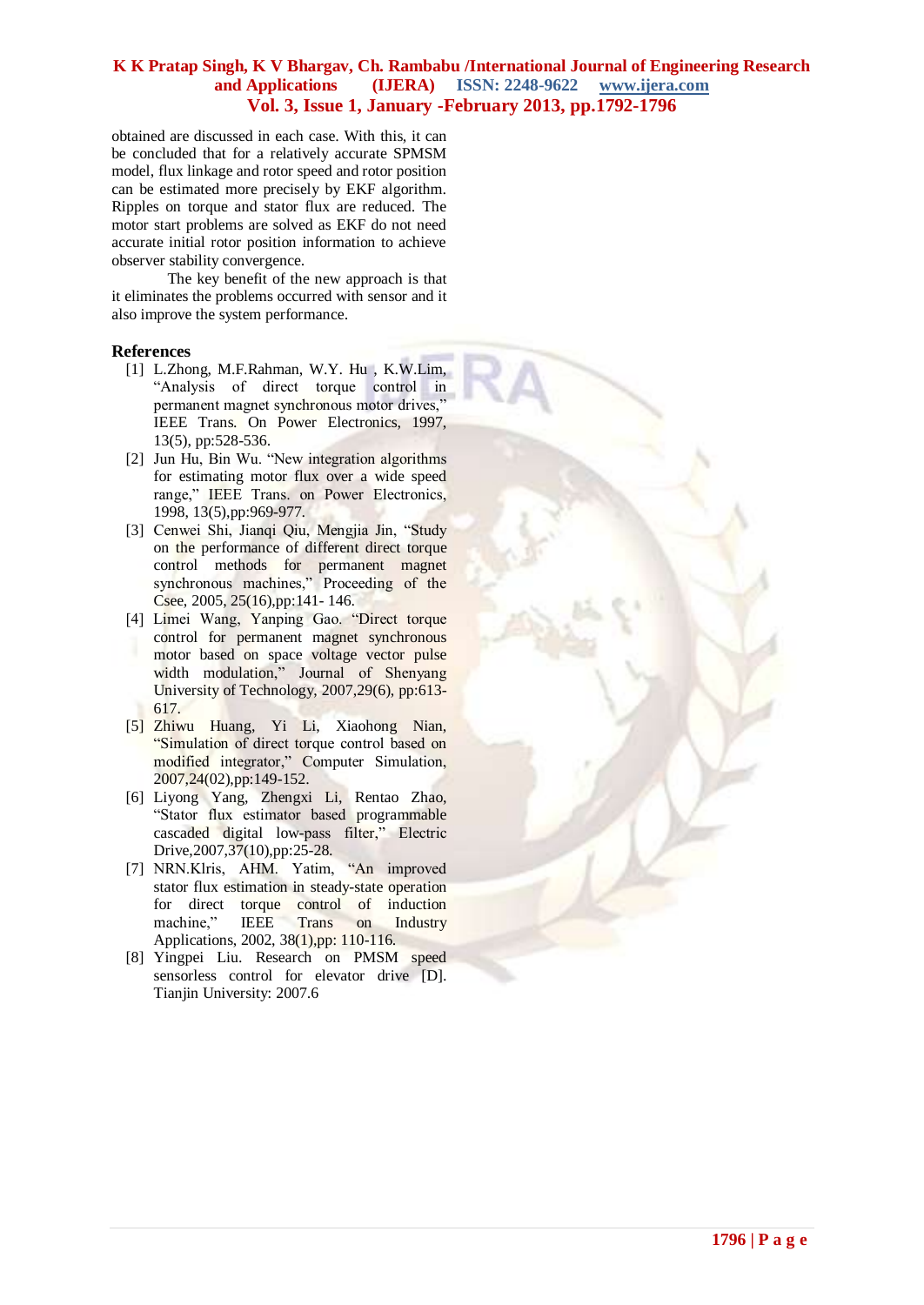obtained are discussed in each case. With this, it can be concluded that for a relatively accurate SPMSM model, flux linkage and rotor speed and rotor position can be estimated more precisely by EKF algorithm. Ripples on torque and stator flux are reduced. The motor start problems are solved as EKF do not need accurate initial rotor position information to achieve observer stability convergence.

The key benefit of the new approach is that it eliminates the problems occurred with sensor and it also improve the system performance.

## References

[1] L.Zhong, M.F.Rahman, W.Y. Hu , K.W.Lim, "Analysis of direct torque control in permanent magnet synchronous motor drives," IEEE Trans. On Power Electronics, 1997, 13(5), pp:528-536.

[2] Jun Hu, Bin Wu. "New integration algorithms for estimating motor flux over a wide speed range," IEEE Trans. on Power Electronics, 1998, 13(5),pp:969-977.

[3] Cenwei Shi, Jianqi Qiu, Mengjia Jin, "Study on the performance of different direct torque control methods for permanent magnet synchronous machines," Proceeding of the Csee, 2005, 25(16),pp:141- 146.

[4] Limei Wang, Yanping Gao. "Direct torque control for permanent magnet synchronous motor based on space voltage vector pulse width modulation," Journal of Shenyang University of Technology, 2007,29(6), pp:613-617.

[5] Zhiwu Huang, Yi Li, Xiaohong Nian, "Simulation of direct torque control based on modified integrator," Computer Simulation, 2007,24(02),pp:149-152.

[6] Liyong Yang, Zhengxi Li, Rentao Zhao, "Stator flux estimator based programmable cascaded digital low-pass filter," Electric Drive,2007,37(10),pp:25-28.

[7] NRN.Klris, AHM. Yatim, "An improved stator flux estimation in steady-state operation for direct torque control of induction machine," IEEE Trans on Industry Applications, 2002, 38(1),pp: 110-116.

[8] Yingpei Liu. Research on PMSM speed sensorless control for elevator drive [D]. Tianjin University: 2007.6